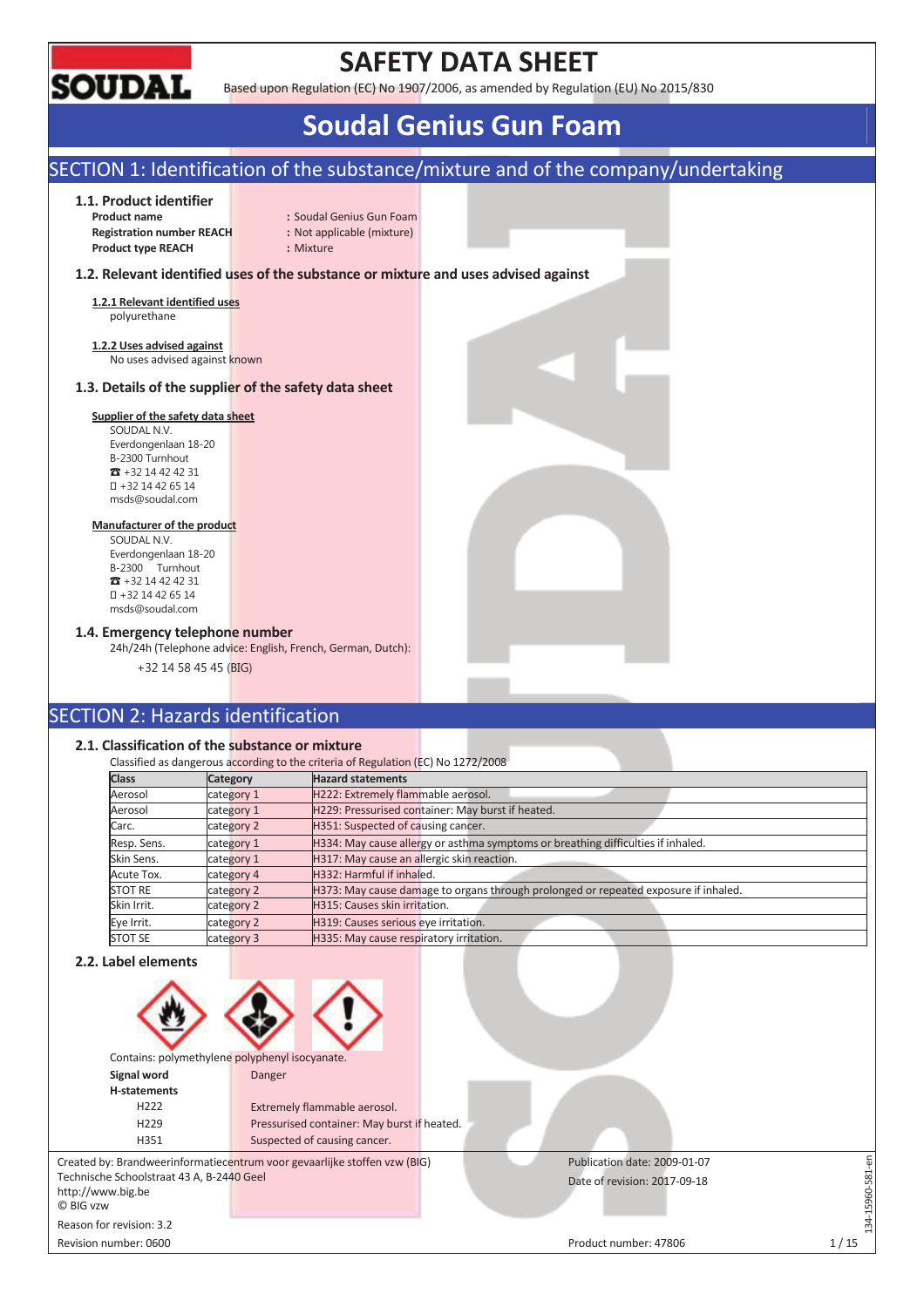# SAFETY DATA SHEET

Based upon Regulation (EC) No 1907/2006, as amended by Regulation (EU) No 2015/830

# Soudal Genius Gun Foam

## SECTION 1: Identification of the substance/mixture and of the company/undertaking

### 1.1. Product identifier

**Product name** : Soudal Genius Gun Foam
**Registration number REACH** : Not applicable (mixture)
**Product type REACH** : Mixture

### 1.2. Relevant identified uses of the substance or mixture and uses advised against

**1.2.1 Relevant identified uses**
polyurethane

**1.2.2 Uses advised against**
No uses advised against known

### 1.3. Details of the supplier of the safety data sheet

**Supplier of the safety data sheet**
SOUDAL N.V.
Everdongenlaan 18-20
B-2300 Turnhout
☎ +32 14 42 42 31
+32 14 42 65 14
msds@soudal.com

**Manufacturer of the product**
SOUDAL N.V.
Everdongenlaan 18-20
B-2300 Turnhout
☎ +32 14 42 42 31
+32 14 42 65 14
msds@soudal.com

### 1.4. Emergency telephone number

24h/24h (Telephone advice: English, French, German, Dutch):
+32 14 58 45 45 (BIG)

## SECTION 2: Hazards identification

### 2.1. Classification of the substance or mixture

Classified as dangerous according to the criteria of Regulation (EC) No 1272/2008

| Class | Category | Hazard statements |
|---|---|---|
| Aerosol | category 1 | H222: Extremely flammable aerosol. |
| Aerosol | category 1 | H229: Pressurised container: May burst if heated. |
| Carc. | category 2 | H351: Suspected of causing cancer. |
| Resp. Sens. | category 1 | H334: May cause allergy or asthma symptoms or breathing difficulties if inhaled. |
| Skin Sens. | category 1 | H317: May cause an allergic skin reaction. |
| Acute Tox. | category 4 | H332: Harmful if inhaled. |
| STOT RE | category 2 | H373: May cause damage to organs through prolonged or repeated exposure if inhaled. |
| Skin Irrit. | category 2 | H315: Causes skin irritation. |
| Eye Irrit. | category 2 | H319: Causes serious eye irritation. |
| STOT SE | category 3 | H335: May cause respiratory irritation. |

### 2.2. Label elements

Contains: polymethylene polyphenyl isocyanate.

**Signal word** Danger

**H-statements**

| | |
|---|---|
| H222 | Extremely flammable aerosol. |
| H229 | Pressurised container: May burst if heated. |
| H351 | Suspected of causing cancer. |

Created by: Brandweerinformatiecentrum voor gevaarlijke stoffen vzw (BIG)
Technische Schoolstraat 43 A, B-2440 Geel
http://www.big.be
© BIG vzw

Reason for revision: 3.2
Revision number: 0600

Publication date: 2009-01-07
Date of revision: 2017-09-18
Product number: 47806

134-15960-581-en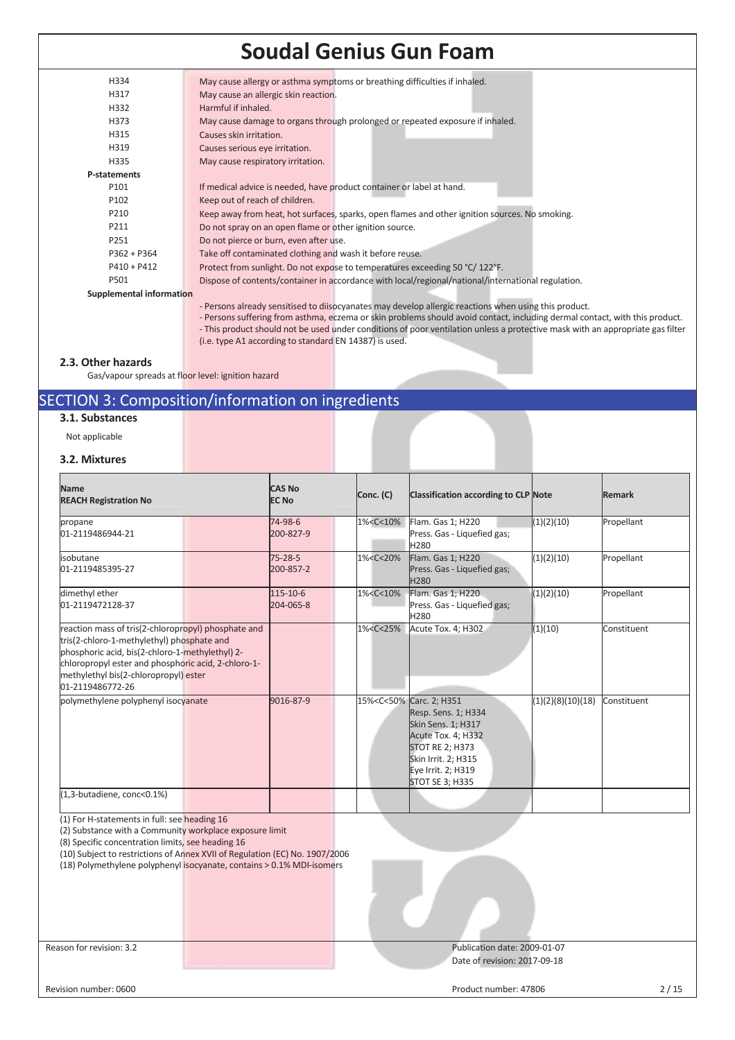| | |
|---|---|
| H334 | May cause allergy or asthma symptoms or breathing difficulties if inhaled. |
| H317 | May cause an allergic skin reaction. |
| H332 | Harmful if inhaled. |
| H373 | May cause damage to organs through prolonged or repeated exposure if inhaled. |
| H315 | Causes skin irritation. |
| H319 | Causes serious eye irritation. |
| H335 | May cause respiratory irritation. |

**P-statements**

| | |
|---|---|
| P101 | If medical advice is needed, have product container or label at hand. |
| P102 | Keep out of reach of children. |
| P210 | Keep away from heat, hot surfaces, sparks, open flames and other ignition sources. No smoking. |
| P211 | Do not spray on an open flame or other ignition source. |
| P251 | Do not pierce or burn, even after use. |
| P362 + P364 | Take off contaminated clothing and wash it before reuse. |
| P410 + P412 | Protect from sunlight. Do not expose to temperatures exceeding 50 °C/ 122°F. |
| P501 | Dispose of contents/container in accordance with local/regional/national/international regulation. |

**Supplemental information**

- Persons already sensitised to diisocyanates may develop allergic reactions when using this product.
- Persons suffering from asthma, eczema or skin problems should avoid contact, including dermal contact, with this product.
- This product should not be used under conditions of poor ventilation unless a protective mask with an appropriate gas filter (i.e. type A1 according to standard EN 14387) is used.

### 2.3. Other hazards

Gas/vapour spreads at floor level: ignition hazard

## SECTION 3: Composition/information on ingredients

### 3.1. Substances

Not applicable

### 3.2. Mixtures

| Name<br>REACH Registration No | CAS No<br>EC No | Conc. (C) | Classification according to CLP | Note | Remark |
|---|---|---|---|---|---|
| propane<br>01-2119486944-21 | 74-98-6<br>200-827-9 | 1%<C<10% | Flam. Gas 1; H220<br>Press. Gas - Liquefied gas; H280 | (1)(2)(10) | Propellant |
| isobutane<br>01-2119485395-27 | 75-28-5<br>200-857-2 | 1%<C<20% | Flam. Gas 1; H220<br>Press. Gas - Liquefied gas; H280 | (1)(2)(10) | Propellant |
| dimethyl ether<br>01-2119472128-37 | 115-10-6<br>204-065-8 | 1%<C<10% | Flam. Gas 1; H220<br>Press. Gas - Liquefied gas; H280 | (1)(2)(10) | Propellant |
| reaction mass of tris(2-chloropropyl) phosphate and tris(2-chloro-1-methylethyl) phosphate and phosphoric acid, bis(2-chloro-1-methylethyl) 2-chloropropyl ester and phosphoric acid, 2-chloro-1-methylethyl bis(2-chloropropyl) ester<br>01-2119486772-26 | | 1%<C<25% | Acute Tox. 4; H302 | (1)(10) | Constituent |
| polymethylene polyphenyl isocyanate | 9016-87-9 | 15%<C<50% | Carc. 2; H351<br>Resp. Sens. 1; H334<br>Skin Sens. 1; H317<br>Acute Tox. 4; H332<br>STOT RE 2; H373<br>Skin Irrit. 2; H315<br>Eye Irrit. 2; H319<br>STOT SE 3; H335 | (1)(2)(8)(10)(18) | Constituent |
| (1,3-butadiene, conc<0.1%) | | | | | |

(1) For H-statements in full: see heading 16
(2) Substance with a Community workplace exposure limit
(8) Specific concentration limits, see heading 16
(10) Subject to restrictions of Annex XVII of Regulation (EC) No. 1907/2006
(18) Polymethylene polyphenyl isocyanate, contains > 0.1% MDI-isomers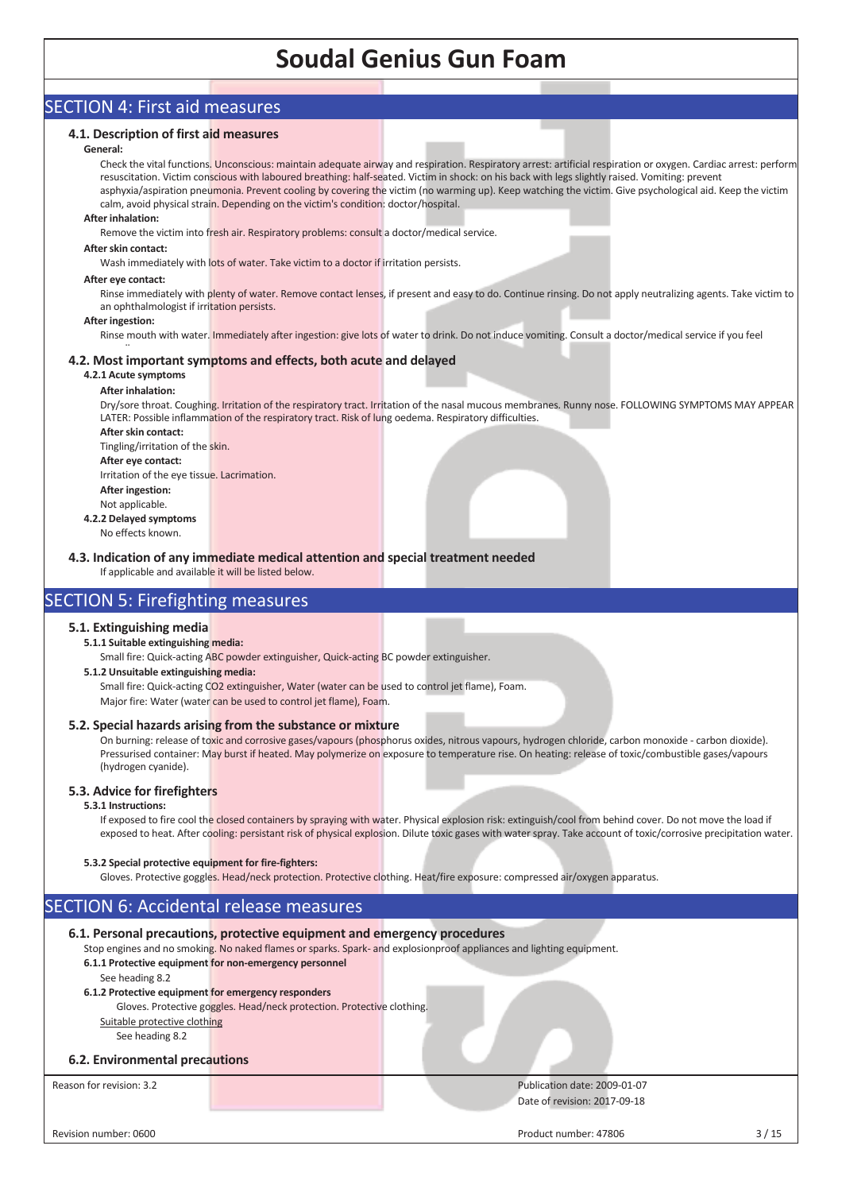## SECTION 4: First aid measures

### 4.1. Description of first aid measures

**General:**

Check the vital functions. Unconscious: maintain adequate airway and respiration. Respiratory arrest: artificial respiration or oxygen. Cardiac arrest: perform resuscitation. Victim conscious with laboured breathing: half-seated. Victim in shock: on his back with legs slightly raised. Vomiting: prevent asphyxia/aspiration pneumonia. Prevent cooling by covering the victim (no warming up). Keep watching the victim. Give psychological aid. Keep the victim calm, avoid physical strain. Depending on the victim's condition: doctor/hospital.

**After inhalation:**

Remove the victim into fresh air. Respiratory problems: consult a doctor/medical service.

**After skin contact:**

Wash immediately with lots of water. Take victim to a doctor if irritation persists.

**After eye contact:**

Rinse immediately with plenty of water. Remove contact lenses, if present and easy to do. Continue rinsing. Do not apply neutralizing agents. Take victim to an ophthalmologist if irritation persists.

**After ingestion:**

Rinse mouth with water. Immediately after ingestion: give lots of water to drink. Do not induce vomiting. Consult a doctor/medical service if you feel

### 4.2. Most important symptoms and effects, both acute and delayed

**4.2.1 Acute symptoms**

**After inhalation:**

Dry/sore throat. Coughing. Irritation of the respiratory tract. Irritation of the nasal mucous membranes. Runny nose. FOLLOWING SYMPTOMS MAY APPEAR LATER: Possible inflammation of the respiratory tract. Risk of lung oedema. Respiratory difficulties.

**After skin contact:**

Tingling/irritation of the skin.

**After eye contact:**

Irritation of the eye tissue. Lacrimation.

**After ingestion:**

Not applicable.

**4.2.2 Delayed symptoms**

No effects known.

### 4.3. Indication of any immediate medical attention and special treatment needed

If applicable and available it will be listed below.

## SECTION 5: Firefighting measures

### 5.1. Extinguishing media

**5.1.1 Suitable extinguishing media:**

Small fire: Quick-acting ABC powder extinguisher, Quick-acting BC powder extinguisher.

**5.1.2 Unsuitable extinguishing media:**

Small fire: Quick-acting $CO_2$ extinguisher, Water (water can be used to control jet flame), Foam.
Major fire: Water (water can be used to control jet flame), Foam.

### 5.2. Special hazards arising from the substance or mixture

On burning: release of toxic and corrosive gases/vapours (phosphorus oxides, nitrous vapours, hydrogen chloride, carbon monoxide - carbon dioxide). Pressurised container: May burst if heated. May polymerize on exposure to temperature rise. On heating: release of toxic/combustible gases/vapours (hydrogen cyanide).

### 5.3. Advice for firefighters

**5.3.1 Instructions:**

If exposed to fire cool the closed containers by spraying with water. Physical explosion risk: extinguish/cool from behind cover. Do not move the load if exposed to heat. After cooling: persistant risk of physical explosion. Dilute toxic gases with water spray. Take account of toxic/corrosive precipitation water.

**5.3.2 Special protective equipment for fire-fighters:**

Gloves. Protective goggles. Head/neck protection. Protective clothing. Heat/fire exposure: compressed air/oxygen apparatus.

## SECTION 6: Accidental release measures

### 6.1. Personal precautions, protective equipment and emergency procedures

Stop engines and no smoking. No naked flames or sparks. Spark- and explosionproof appliances and lighting equipment.

**6.1.1 Protective equipment for non-emergency personnel**

See heading 8.2

**6.1.2 Protective equipment for emergency responders**

Gloves. Protective goggles. Head/neck protection. Protective clothing.

Suitable protective clothing

See heading 8.2

### 6.2. Environmental precautions

Reason for revision: 3.2

Publication date: 2009-01-07
Date of revision: 2017-09-18

Revision number: 0600

Product number: 47806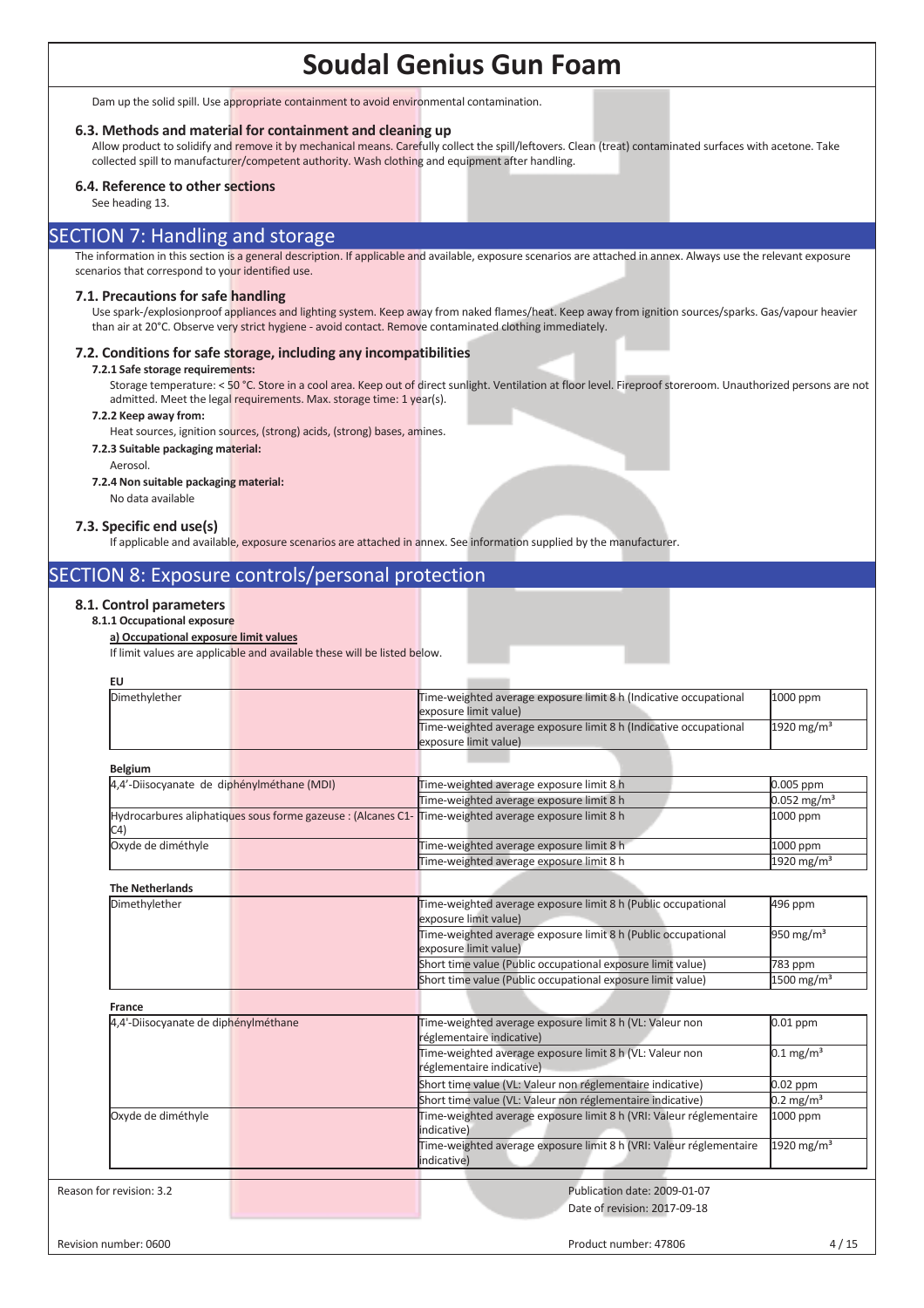Dam up the solid spill. Use appropriate containment to avoid environmental contamination.

### 6.3. Methods and material for containment and cleaning up

Allow product to solidify and remove it by mechanical means. Carefully collect the spill/leftovers. Clean (treat) contaminated surfaces with acetone. Take collected spill to manufacturer/competent authority. Wash clothing and equipment after handling.

### 6.4. Reference to other sections

See heading 13.

## SECTION 7: Handling and storage

The information in this section is a general description. If applicable and available, exposure scenarios are attached in annex. Always use the relevant exposure scenarios that correspond to your identified use.

### 7.1. Precautions for safe handling

Use spark-/explosionproof appliances and lighting system. Keep away from naked flames/heat. Keep away from ignition sources/sparks. Gas/vapour heavier than air at 20°C. Observe very strict hygiene - avoid contact. Remove contaminated clothing immediately.

### 7.2. Conditions for safe storage, including any incompatibilities

**7.2.1 Safe storage requirements:**

Storage temperature: < 50 °C. Store in a cool area. Keep out of direct sunlight. Ventilation at floor level. Fireproof storeroom. Unauthorized persons are not admitted. Meet the legal requirements. Max. storage time: 1 year(s).

**7.2.2 Keep away from:**

Heat sources, ignition sources, (strong) acids, (strong) bases, amines.

**7.2.3 Suitable packaging material:**

Aerosol.

**7.2.4 Non suitable packaging material:**

No data available

### 7.3. Specific end use(s)

If applicable and available, exposure scenarios are attached in annex. See information supplied by the manufacturer.

## SECTION 8: Exposure controls/personal protection

### 8.1. Control parameters

**8.1.1 Occupational exposure**

**a) Occupational exposure limit values**

If limit values are applicable and available these will be listed below.

**EU**

| | | |
|---|---|---|
| Dimethylether | Time-weighted average exposure limit 8 h (Indicative occupational exposure limit value) | 1000 ppm |
| | Time-weighted average exposure limit 8 h (Indicative occupational exposure limit value) | 1920 mg/m³ |

**Belgium**

| | | |
|---|---|---|
| 4,4'-Diisocyanate de diphénylméthane (MDI) | Time-weighted average exposure limit 8 h | 0.005 ppm |
| | Time-weighted average exposure limit 8 h | 0.052 mg/m³ |
| Hydrocarbures aliphatiques sous forme gazeuse : (Alcanes C1-C4) | Time-weighted average exposure limit 8 h | 1000 ppm |
| Oxyde de diméthyle | Time-weighted average exposure limit 8 h | 1000 ppm |
| | Time-weighted average exposure limit 8 h | 1920 mg/m³ |

**The Netherlands**

| | | |
|---|---|---|
| Dimethylether | Time-weighted average exposure limit 8 h (Public occupational exposure limit value) | 496 ppm |
| | Time-weighted average exposure limit 8 h (Public occupational exposure limit value) | 950 mg/m³ |
| | Short time value (Public occupational exposure limit value) | 783 ppm |
| | Short time value (Public occupational exposure limit value) | 1500 mg/m³ |

**France**

| | | |
|---|---|---|
| 4,4'-Diisocyanate de diphénylméthane | Time-weighted average exposure limit 8 h (VL: Valeur non réglementaire indicative) | 0.01 ppm |
| | Time-weighted average exposure limit 8 h (VL: Valeur non réglementaire indicative) | 0.1 mg/m³ |
| | Short time value (VL: Valeur non réglementaire indicative) | 0.02 ppm |
| | Short time value (VL: Valeur non réglementaire indicative) | 0.2 mg/m³ |
| Oxyde de diméthyle | Time-weighted average exposure limit 8 h (VRI: Valeur réglementaire indicative) | 1000 ppm |
| | Time-weighted average exposure limit 8 h (VRI: Valeur réglementaire indicative) | 1920 mg/m³ |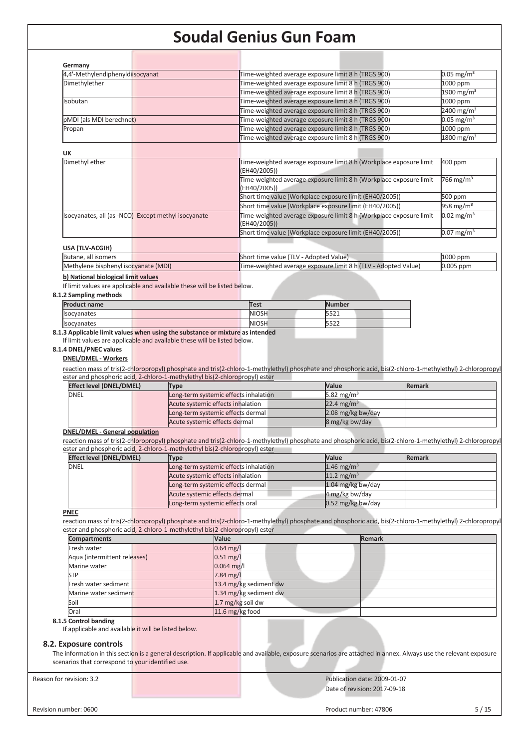**Germany**

| | | |
|---|---|---|
| 4,4'-Methylendiphenyldiisocyanat | Time-weighted average exposure limit 8 h (TRGS 900) | 0.05 mg/m³ |
| Dimethylether | Time-weighted average exposure limit 8 h (TRGS 900) | 1000 ppm |
| | Time-weighted average exposure limit 8 h (TRGS 900) | 1900 mg/m³ |
| Isobutan | Time-weighted average exposure limit 8 h (TRGS 900) | 1000 ppm |
| | Time-weighted average exposure limit 8 h (TRGS 900) | 2400 mg/m³ |
| pMDI (als MDI berechnet) | Time-weighted average exposure limit 8 h (TRGS 900) | 0.05 mg/m³ |
| Propan | Time-weighted average exposure limit 8 h (TRGS 900) | 1000 ppm |
| | Time-weighted average exposure limit 8 h (TRGS 900) | 1800 mg/m³ |

**UK**

| | | |
|---|---|---|
| Dimethyl ether | Time-weighted average exposure limit 8 h (Workplace exposure limit (EH40/2005)) | 400 ppm |
| | Time-weighted average exposure limit 8 h (Workplace exposure limit (EH40/2005)) | 766 mg/m³ |
| | Short time value (Workplace exposure limit (EH40/2005)) | 500 ppm |
| | Short time value (Workplace exposure limit (EH40/2005)) | 958 mg/m³ |
| Isocyanates, all (as -NCO) Except methyl isocyanate | Time-weighted average exposure limit 8 h (Workplace exposure limit (EH40/2005)) | 0.02 mg/m³ |
| | Short time value (Workplace exposure limit (EH40/2005)) | 0.07 mg/m³ |

**USA (TLV-ACGIH)**

| | | |
|---|---|---|
| Butane, all isomers | Short time value (TLV - Adopted Value) | 1000 ppm |
| Methylene bisphenyl isocyanate (MDI) | Time-weighted average exposure limit 8 h (TLV - Adopted Value) | 0.005 ppm |

**b) National biological limit values**

If limit values are applicable and available these will be listed below.

**8.1.2 Sampling methods**

| Product name | Test | Number |
|---|---|---|
| Isocyanates | NIOSH | 5521 |
| Isocyanates | NIOSH | 5522 |

**8.1.3 Applicable limit values when using the substance or mixture as intended**

If limit values are applicable and available these will be listed below.

**8.1.4 DNEL/PNEC values**

**DNEL/DMEL - Workers**

reaction mass of tris(2-chloropropyl) phosphate and tris(2-chloro-1-methylethyl) phosphate and phosphoric acid, bis(2-chloro-1-methylethyl) 2-chloropropyl ester and phosphoric acid, 2-chloro-1-methylethyl bis(2-chloropropyl) ester

| Effect level (DNEL/DMEL) | Type | Value | Remark |
|---|---|---|---|
| DNEL | Long-term systemic effects inhalation | 5.82 mg/m³ | |
| | Acute systemic effects inhalation | 22.4 mg/m³ | |
| | Long-term systemic effects dermal | 2.08 mg/kg bw/day | |
| | Acute systemic effects dermal | 8 mg/kg bw/day | |

**DNEL/DMEL - General population**

reaction mass of tris(2-chloropropyl) phosphate and tris(2-chloro-1-methylethyl) phosphate and phosphoric acid, bis(2-chloro-1-methylethyl) 2-chloropropyl ester and phosphoric acid, 2-chloro-1-methylethyl bis(2-chloropropyl) ester

| Effect level (DNEL/DMEL) | Type | Value | Remark |
|---|---|---|---|
| DNEL | Long-term systemic effects inhalation | 1.46 mg/m³ | |
| | Acute systemic effects inhalation | 11.2 mg/m³ | |
| | Long-term systemic effects dermal | 1.04 mg/kg bw/day | |
| | Acute systemic effects dermal | 4 mg/kg bw/day | |
| | Long-term systemic effects oral | 0.52 mg/kg bw/day | |

**PNEC**

reaction mass of tris(2-chloropropyl) phosphate and tris(2-chloro-1-methylethyl) phosphate and phosphoric acid, bis(2-chloro-1-methylethyl) 2-chloropropyl ester and phosphoric acid, 2-chloro-1-methylethyl bis(2-chloropropyl) ester

| Compartments | Value | Remark |
|---|---|---|
| Fresh water | 0.64 mg/l | |
| Aqua (intermittent releases) | 0.51 mg/l | |
| Marine water | 0.064 mg/l | |
| STP | 7.84 mg/l | |
| Fresh water sediment | 13.4 mg/kg sediment dw | |
| Marine water sediment | 1.34 mg/kg sediment dw | |
| Soil | 1.7 mg/kg soil dw | |
| Oral | 11.6 mg/kg food | |

**8.1.5 Control banding**

If applicable and available it will be listed below.

## 8.2. Exposure controls

The information in this section is a general description. If applicable and available, exposure scenarios are attached in annex. Always use the relevant exposure scenarios that correspond to your identified use.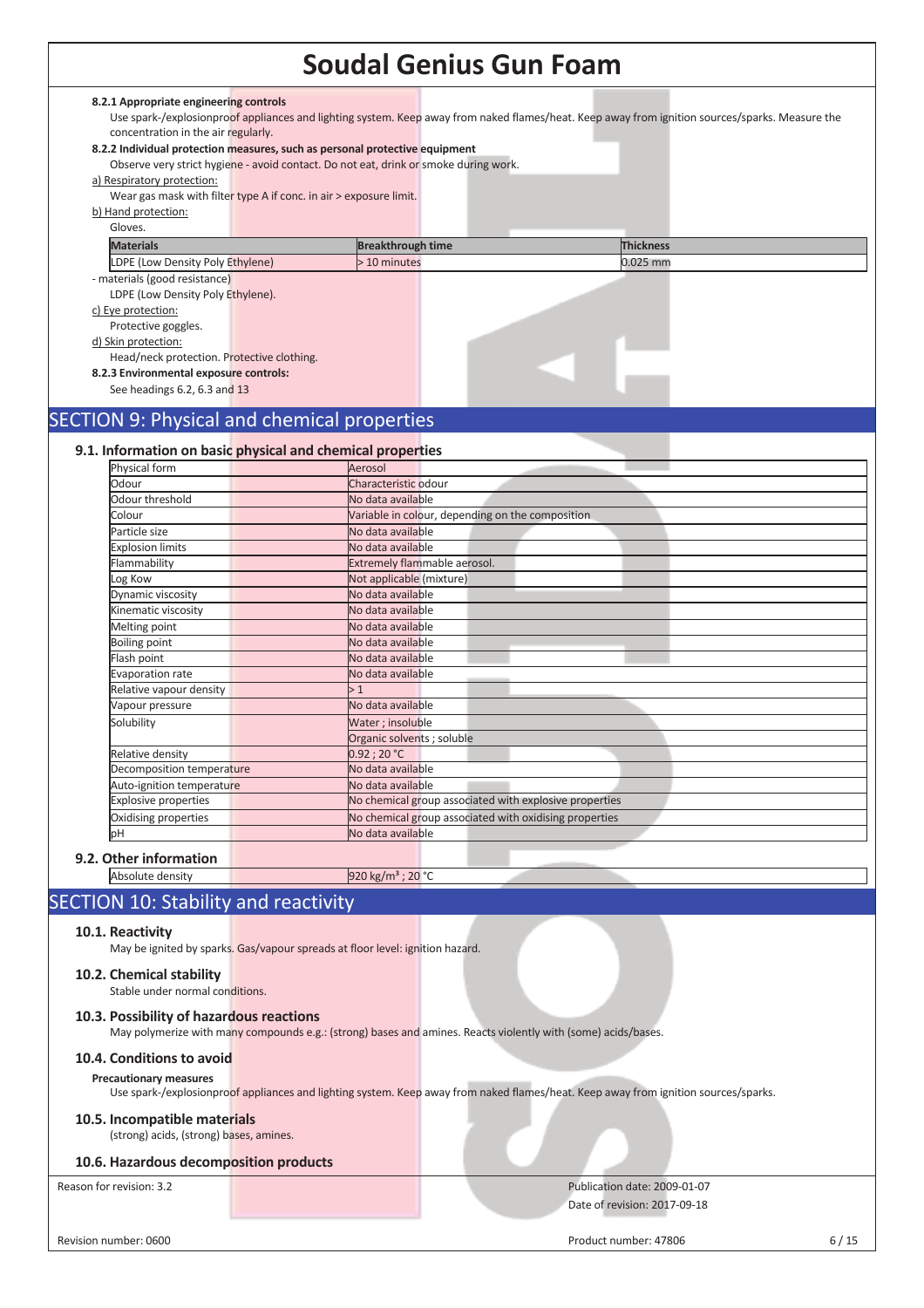#### 8.2.1 Appropriate engineering controls

Use spark-/explosionproof appliances and lighting system. Keep away from naked flames/heat. Keep away from ignition sources/sparks. Measure the concentration in the air regularly.

#### 8.2.2 Individual protection measures, such as personal protective equipment

Observe very strict hygiene - avoid contact. Do not eat, drink or smoke during work.

a) Respiratory protection:

Wear gas mask with filter type A if conc. in air > exposure limit.

b) Hand protection:

Gloves.

| Materials | Breakthrough time | Thickness |
|---|---|---|
| LDPE (Low Density Poly Ethylene) | > 10 minutes | 0.025 mm |

- materials (good resistance)

LDPE (Low Density Poly Ethylene).

c) Eye protection:

Protective goggles.

d) Skin protection:

Head/neck protection. Protective clothing.

#### 8.2.3 Environmental exposure controls:

See headings 6.2, 6.3 and 13

## SECTION 9: Physical and chemical properties

### 9.1. Information on basic physical and chemical properties

| Property | Value |
|---|---|
| Physical form | Aerosol |
| Odour | Characteristic odour |
| Odour threshold | No data available |
| Colour | Variable in colour, depending on the composition |
| Particle size | No data available |
| Explosion limits | No data available |
| Flammability | Extremely flammable aerosol. |
| Log Kow | Not applicable (mixture) |
| Dynamic viscosity | No data available |
| Kinematic viscosity | No data available |
| Melting point | No data available |
| Boiling point | No data available |
| Flash point | No data available |
| Evaporation rate | No data available |
| Relative vapour density | > 1 |
| Vapour pressure | No data available |
| Solubility | Water ; insoluble |
| | Organic solvents ; soluble |
| Relative density | 0.92 ; 20 °C |
| Decomposition temperature | No data available |
| Auto-ignition temperature | No data available |
| Explosive properties | No chemical group associated with explosive properties |
| Oxidising properties | No chemical group associated with oxidising properties |
| pH | No data available |

### 9.2. Other information

| Property | Value |
|---|---|
| Absolute density | 920 kg/m³ ; 20 °C |

## SECTION 10: Stability and reactivity

### 10.1. Reactivity

May be ignited by sparks. Gas/vapour spreads at floor level: ignition hazard.

### 10.2. Chemical stability

Stable under normal conditions.

### 10.3. Possibility of hazardous reactions

May polymerize with many compounds e.g.: (strong) bases and amines. Reacts violently with (some) acids/bases.

### 10.4. Conditions to avoid

**Precautionary measures**

Use spark-/explosionproof appliances and lighting system. Keep away from naked flames/heat. Keep away from ignition sources/sparks.

### 10.5. Incompatible materials

(strong) acids, (strong) bases, amines.

### 10.6. Hazardous decomposition products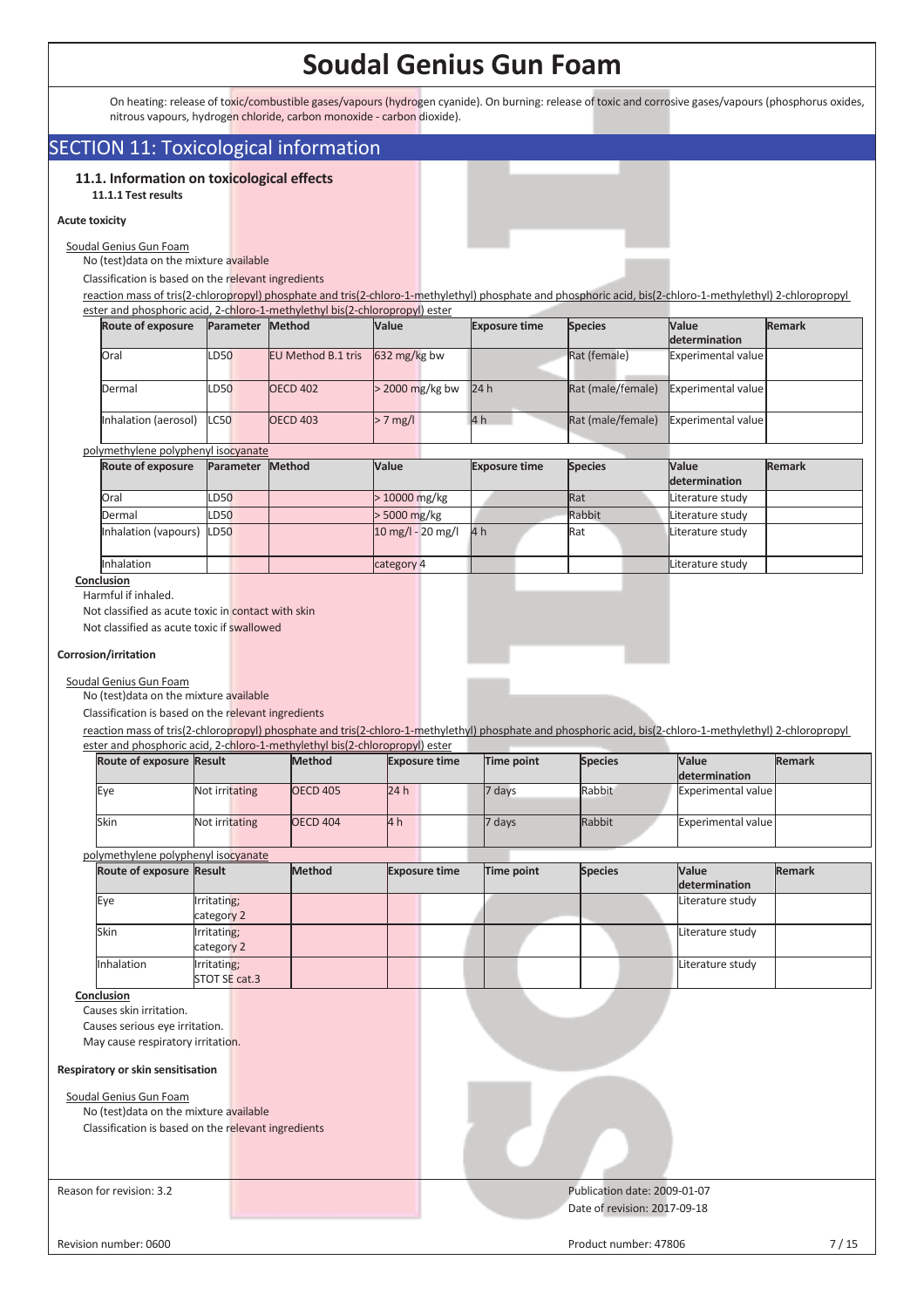On heating: release of toxic/combustible gases/vapours (hydrogen cyanide). On burning: release of toxic and corrosive gases/vapours (phosphorus oxides, nitrous vapours, hydrogen chloride, carbon monoxide - carbon dioxide).

## SECTION 11: Toxicological information

### 11.1. Information on toxicological effects

**11.1.1 Test results**

**Acute toxicity**

Soudal Genius Gun Foam

No (test)data on the mixture available

Classification is based on the relevant ingredients

reaction mass of tris(2-chloropropyl) phosphate and tris(2-chloro-1-methylethyl) phosphate and phosphoric acid, bis(2-chloro-1-methylethyl) 2-chloropropyl ester and phosphoric acid, 2-chloro-1-methylethyl bis(2-chloropropyl) ester

| Route of exposure | Parameter | Method | Value | Exposure time | Species | Value determination | Remark |
|---|---|---|---|---|---|---|---|
| Oral | LD50 | EU Method B.1 tris | 632 mg/kg bw | | Rat (female) | Experimental value | |
| Dermal | LD50 | OECD 402 | > 2000 mg/kg bw | 24 h | Rat (male/female) | Experimental value | |
| Inhalation (aerosol) | LC50 | OECD 403 | > 7 mg/l | 4 h | Rat (male/female) | Experimental value | |

polymethylene polyphenyl isocyanate

| Route of exposure | Parameter | Method | Value | Exposure time | Species | Value determination | Remark |
|---|---|---|---|---|---|---|---|
| Oral | LD50 | | > 10000 mg/kg | | Rat | Literature study | |
| Dermal | LD50 | | > 5000 mg/kg | | Rabbit | Literature study | |
| Inhalation (vapours) | LD50 | | 10 mg/l - 20 mg/l | 4 h | Rat | Literature study | |
| Inhalation | | | category 4 | | | Literature study | |

**Conclusion**

Harmful if inhaled.

Not classified as acute toxic in contact with skin

Not classified as acute toxic if swallowed

**Corrosion/irritation**

Soudal Genius Gun Foam

No (test)data on the mixture available

Classification is based on the relevant ingredients

reaction mass of tris(2-chloropropyl) phosphate and tris(2-chloro-1-methylethyl) phosphate and phosphoric acid, bis(2-chloro-1-methylethyl) 2-chloropropyl ester and phosphoric acid, 2-chloro-1-methylethyl bis(2-chloropropyl) ester

| Route of exposure | Result | Method | Exposure time | Time point | Species | Value determination | Remark |
|---|---|---|---|---|---|---|---|
| Eye | Not irritating | OECD 405 | 24 h | 7 days | Rabbit | Experimental value | |
| Skin | Not irritating | OECD 404 | 4 h | 7 days | Rabbit | Experimental value | |

polymethylene polyphenyl isocyanate

| Route of exposure | Result | Method | Exposure time | Time point | Species | Value determination | Remark |
|---|---|---|---|---|---|---|---|
| Eye | Irritating; category 2 | | | | | Literature study | |
| Skin | Irritating; category 2 | | | | | Literature study | |
| Inhalation | Irritating; STOT SE cat.3 | | | | | Literature study | |

**Conclusion**

Causes skin irritation.

Causes serious eye irritation.

May cause respiratory irritation.

**Respiratory or skin sensitisation**

Soudal Genius Gun Foam

No (test)data on the mixture available

Classification is based on the relevant ingredients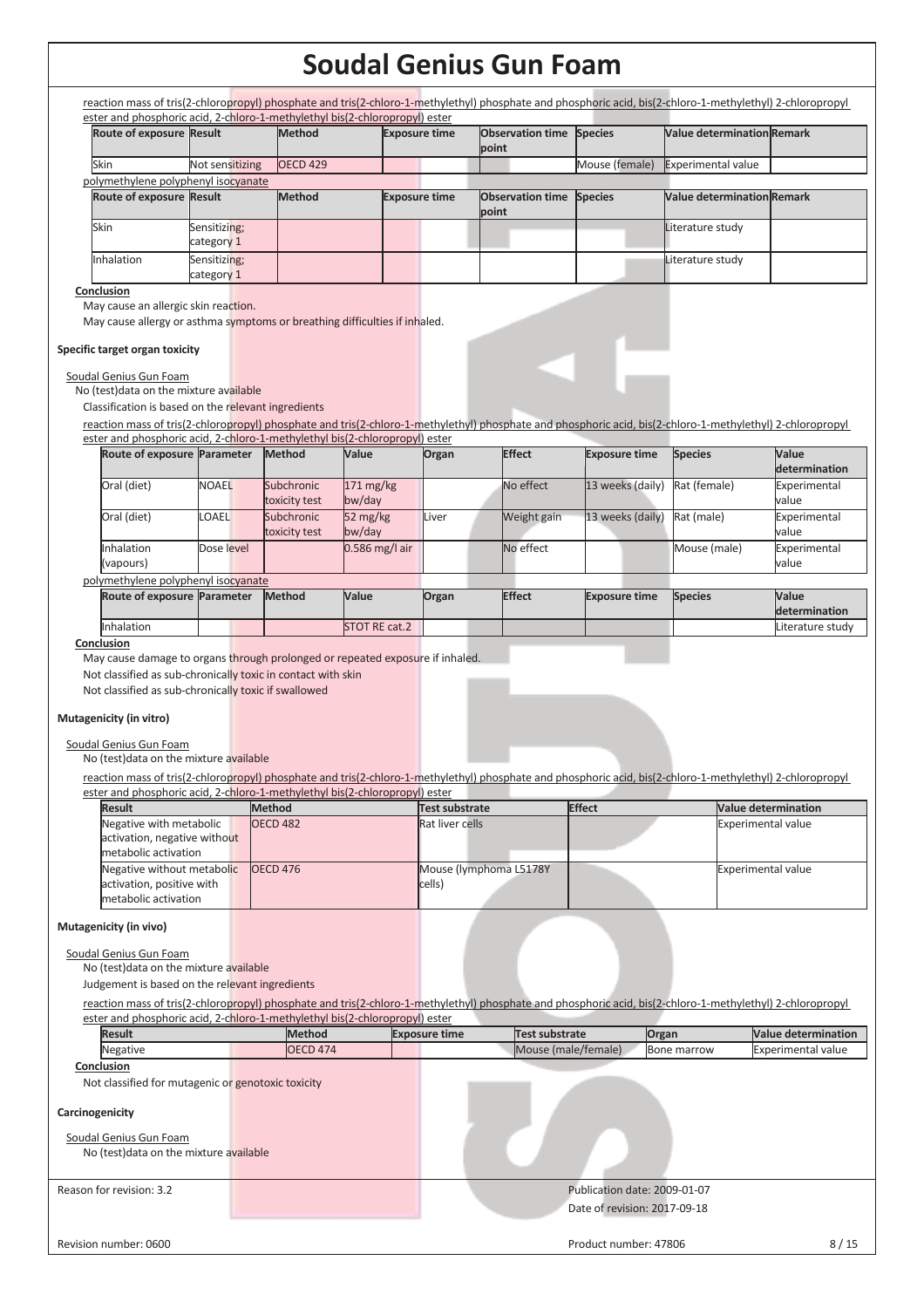reaction mass of tris(2-chloropropyl) phosphate and tris(2-chloro-1-methylethyl) phosphate and phosphoric acid, bis(2-chloro-1-methylethyl) 2-chloropropyl ester and phosphoric acid, 2-chloro-1-methylethyl bis(2-chloropropyl) ester

| Route of exposure | Result | Method | Exposure time | Observation time point | Species | Value determination | Remark |
|---|---|---|---|---|---|---|---|
| Skin | Not sensitizing | OECD 429 | | | Mouse (female) | Experimental value | |

polymethylene polyphenyl isocyanate

| Route of exposure | Result | Method | Exposure time | Observation time point | Species | Value determination | Remark |
|---|---|---|---|---|---|---|---|
| Skin | Sensitizing; category 1 | | | | | Literature study | |
| Inhalation | Sensitizing; category 1 | | | | | Literature study | |

**Conclusion**

May cause an allergic skin reaction.
May cause allergy or asthma symptoms or breathing difficulties if inhaled.

**Specific target organ toxicity**

Soudal Genius Gun Foam

No (test)data on the mixture available

Classification is based on the relevant ingredients

reaction mass of tris(2-chloropropyl) phosphate and tris(2-chloro-1-methylethyl) phosphate and phosphoric acid, bis(2-chloro-1-methylethyl) 2-chloropropyl ester and phosphoric acid, 2-chloro-1-methylethyl bis(2-chloropropyl) ester

| Route of exposure | Parameter | Method | Value | Organ | Effect | Exposure time | Species | Value determination |
|---|---|---|---|---|---|---|---|---|
| Oral (diet) | NOAEL | Subchronic toxicity test | 171 mg/kg bw/day | | No effect | 13 weeks (daily) | Rat (female) | Experimental value |
| Oral (diet) | LOAEL | Subchronic toxicity test | 52 mg/kg bw/day | Liver | Weight gain | 13 weeks (daily) | Rat (male) | Experimental value |
| Inhalation (vapours) | Dose level | | 0.586 mg/l air | | No effect | | Mouse (male) | Experimental value |

polymethylene polyphenyl isocyanate

| Route of exposure | Parameter | Method | Value | Organ | Effect | Exposure time | Species | Value determination |
|---|---|---|---|---|---|---|---|---|
| Inhalation | | | STOT RE cat.2 | | | | | Literature study |

**Conclusion**

May cause damage to organs through prolonged or repeated exposure if inhaled.
Not classified as sub-chronically toxic in contact with skin
Not classified as sub-chronically toxic if swallowed

**Mutagenicity (in vitro)**

Soudal Genius Gun Foam

No (test)data on the mixture available

reaction mass of tris(2-chloropropyl) phosphate and tris(2-chloro-1-methylethyl) phosphate and phosphoric acid, bis(2-chloro-1-methylethyl) 2-chloropropyl ester and phosphoric acid, 2-chloro-1-methylethyl bis(2-chloropropyl) ester

| Result | Method | Test substrate | Effect | Value determination |
|---|---|---|---|---|
| Negative with metabolic activation, negative without metabolic activation | OECD 482 | Rat liver cells | | Experimental value |
| Negative without metabolic activation, positive with metabolic activation | OECD 476 | Mouse (lymphoma L5178Y cells) | | Experimental value |

**Mutagenicity (in vivo)**

Soudal Genius Gun Foam

No (test)data on the mixture available

Judgement is based on the relevant ingredients

reaction mass of tris(2-chloropropyl) phosphate and tris(2-chloro-1-methylethyl) phosphate and phosphoric acid, bis(2-chloro-1-methylethyl) 2-chloropropyl ester and phosphoric acid, 2-chloro-1-methylethyl bis(2-chloropropyl) ester

| Result | Method | Exposure time | Test substrate | Organ | Value determination |
|---|---|---|---|---|---|
| Negative | OECD 474 | | Mouse (male/female) | Bone marrow | Experimental value |

**Conclusion**

Not classified for mutagenic or genotoxic toxicity

**Carcinogenicity**

Soudal Genius Gun Foam

No (test)data on the mixture available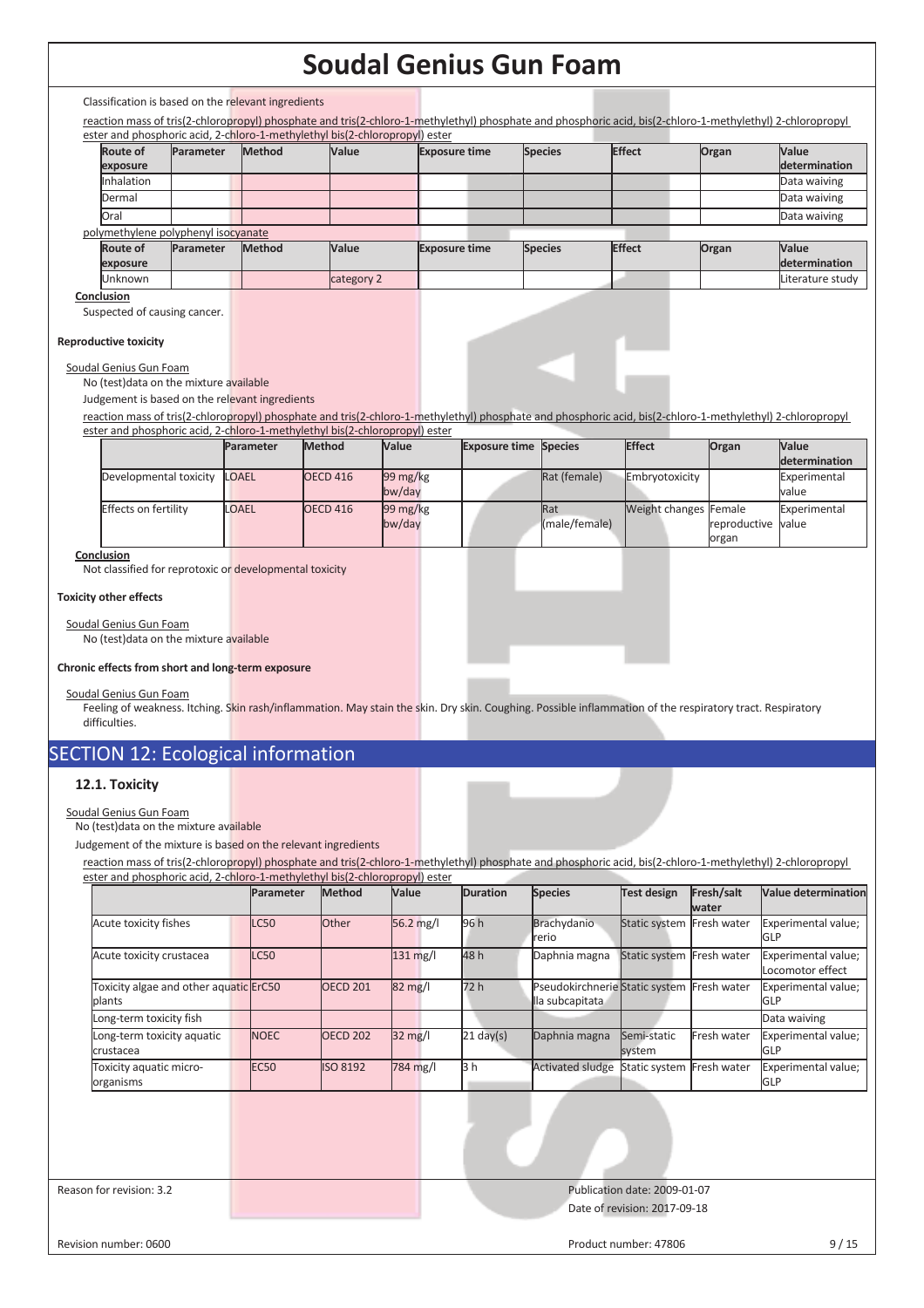Classification is based on the relevant ingredients

reaction mass of tris(2-chloropropyl) phosphate and tris(2-chloro-1-methylethyl) phosphate and phosphoric acid, bis(2-chloro-1-methylethyl) 2-chloropropyl ester and phosphoric acid, 2-chloro-1-methylethyl bis(2-chloropropyl) ester

| Route of exposure | Parameter | Method | Value | Exposure time | Species | Effect | Organ | Value determination |
|---|---|---|---|---|---|---|---|---|
| Inhalation | | | | | | | | Data waiving |
| Dermal | | | | | | | | Data waiving |
| Oral | | | | | | | | Data waiving |

polymethylene polyphenyl isocyanate

| Route of exposure | Parameter | Method | Value | Exposure time | Species | Effect | Organ | Value determination |
|---|---|---|---|---|---|---|---|---|
| Unknown | | | category 2 | | | | | Literature study |

**Conclusion**

Suspected of causing cancer.

**Reproductive toxicity**

Soudal Genius Gun Foam

No (test)data on the mixture available

Judgement is based on the relevant ingredients

reaction mass of tris(2-chloropropyl) phosphate and tris(2-chloro-1-methylethyl) phosphate and phosphoric acid, bis(2-chloro-1-methylethyl) 2-chloropropyl ester and phosphoric acid, 2-chloro-1-methylethyl bis(2-chloropropyl) ester

| | Parameter | Method | Value | Exposure time | Species | Effect | Organ | Value determination |
|---|---|---|---|---|---|---|---|---|
| Developmental toxicity | LOAEL | OECD 416 | 99 mg/kg bw/day | | Rat (female) | Embryotoxicity | | Experimental value |
| Effects on fertility | LOAEL | OECD 416 | 99 mg/kg bw/day | | Rat (male/female) | Weight changes | Female reproductive organ | Experimental value |

**Conclusion**

Not classified for reprotoxic or developmental toxicity

**Toxicity other effects**

Soudal Genius Gun Foam

No (test)data on the mixture available

**Chronic effects from short and long-term exposure**

Soudal Genius Gun Foam

Feeling of weakness. Itching. Skin rash/inflammation. May stain the skin. Dry skin. Coughing. Possible inflammation of the respiratory tract. Respiratory difficulties.

## SECTION 12: Ecological information

### 12.1. Toxicity

Soudal Genius Gun Foam

No (test)data on the mixture available

Judgement of the mixture is based on the relevant ingredients

reaction mass of tris(2-chloropropyl) phosphate and tris(2-chloro-1-methylethyl) phosphate and phosphoric acid, bis(2-chloro-1-methylethyl) 2-chloropropyl ester and phosphoric acid, 2-chloro-1-methylethyl bis(2-chloropropyl) ester

| | Parameter | Method | Value | Duration | Species | Test design | Fresh/salt water | Value determination |
|---|---|---|---|---|---|---|---|---|
| Acute toxicity fishes | LC50 | Other | 56.2 mg/l | 96 h | Brachydanio rerio | Static system | Fresh water | Experimental value; GLP |
| Acute toxicity crustacea | LC50 | | 131 mg/l | 48 h | Daphnia magna | Static system | Fresh water | Experimental value; Locomotor effect |
| Toxicity algae and other aquatic plants | ErC50 | OECD 201 | 82 mg/l | 72 h | Pseudokirchnerie lla subcapitata | Static system | Fresh water | Experimental value; GLP |
| Long-term toxicity fish | | | | | | | | Data waiving |
| Long-term toxicity aquatic crustacea | NOEC | OECD 202 | 32 mg/l | 21 day(s) | Daphnia magna | Semi-static system | Fresh water | Experimental value; GLP |
| Toxicity aquatic micro-organisms | EC50 | ISO 8192 | 784 mg/l | 3 h | Activated sludge | Static system | Fresh water | Experimental value; GLP |

Reason for revision: 3.2

Publication date: 2009-01-07

Date of revision: 2017-09-18

Revision number: 0600

Product number: 47806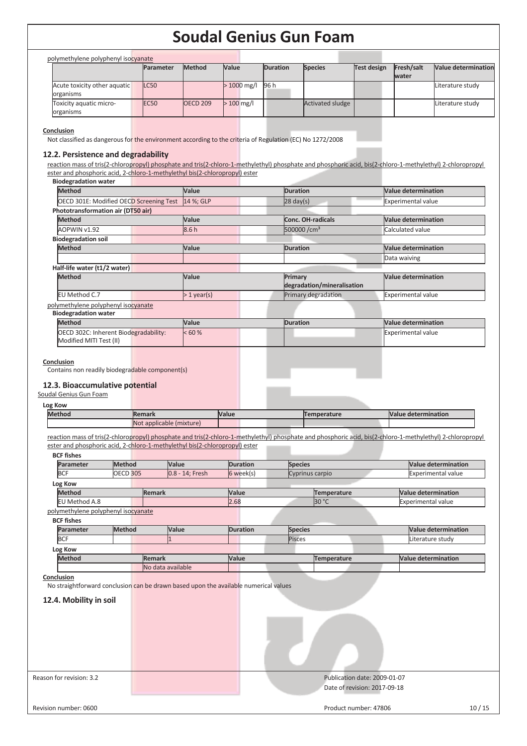polymethylene polyphenyl isocyanate

| | Parameter | Method | Value | Duration | Species | Test design | Fresh/salt water | Value determination |
|---|---|---|---|---|---|---|---|---|
| Acute toxicity other aquatic organisms | LC50 | | > 1000 mg/l | 96 h | | | | Literature study |
| Toxicity aquatic micro-organisms | EC50 | OECD 209 | > 100 mg/l | | Activated sludge | | | Literature study |

**Conclusion**

Not classified as dangerous for the environment according to the criteria of Regulation (EC) No 1272/2008

## 12.2. Persistence and degradability

reaction mass of tris(2-chloropropyl) phosphate and tris(2-chloro-1-methylethyl) phosphate and phosphoric acid, bis(2-chloro-1-methylethyl) 2-chloropropyl ester and phosphoric acid, 2-chloro-1-methylethyl bis(2-chloropropyl) ester

**Biodegradation water**

| Method | Value | Duration | Value determination |
|---|---|---|---|
| OECD 301E: Modified OECD Screening Test | 14 %; GLP | 28 day(s) | Experimental value |

**Phototransformation air (DT50 air)**

| Method | Value | Conc. OH-radicals | Value determination |
|---|---|---|---|
| AOPWIN v1.92 | 8.6 h | 500000 /cm³ | Calculated value |

**Biodegradation soil**

| Method | Value | Duration | Value determination |
|---|---|---|---|
| | | | Data waiving |

**Half-life water (t1/2 water)**

| Method | Value | Primary degradation/mineralisation | Value determination |
|---|---|---|---|
| EU Method C.7 | > 1 year(s) | Primary degradation | Experimental value |

polymethylene polyphenyl isocyanate

**Biodegradation water**

| Method | Value | Duration | Value determination |
|---|---|---|---|
| OECD 302C: Inherent Biodegradability: Modified MITI Test (II) | < 60 % | | Experimental value |

**Conclusion**

Contains non readily biodegradable component(s)

## 12.3. Bioaccumulative potential

Soudal Genius Gun Foam

**Log Kow**

| Method | Remark | Value | Temperature | Value determination |
|---|---|---|---|---|
| | Not applicable (mixture) | | | |

reaction mass of tris(2-chloropropyl) phosphate and tris(2-chloro-1-methylethyl) phosphate and phosphoric acid, bis(2-chloro-1-methylethyl) 2-chloropropyl ester and phosphoric acid, 2-chloro-1-methylethyl bis(2-chloropropyl) ester

**BCF fishes**

| Parameter | Method | Value | Duration | Species | Value determination |
|---|---|---|---|---|---|
| BCF | OECD 305 | 0.8 - 14; Fresh | 6 week(s) | Cyprinus carpio | Experimental value |

**Log Kow**

| Method | Remark | Value | Temperature | Value determination |
|---|---|---|---|---|
| EU Method A.8 | | 2.68 | 30 °C | Experimental value |

polymethylene polyphenyl isocyanate

**BCF fishes**

| Parameter | Method | Value | Duration | Species | Value determination |
|---|---|---|---|---|---|
| BCF | | 1 | | Pisces | Literature study |

**Log Kow**

| Method | Remark | Value | Temperature | Value determination |
|---|---|---|---|---|
| | No data available | | | |

**Conclusion**

No straightforward conclusion can be drawn based upon the available numerical values

## 12.4. Mobility in soil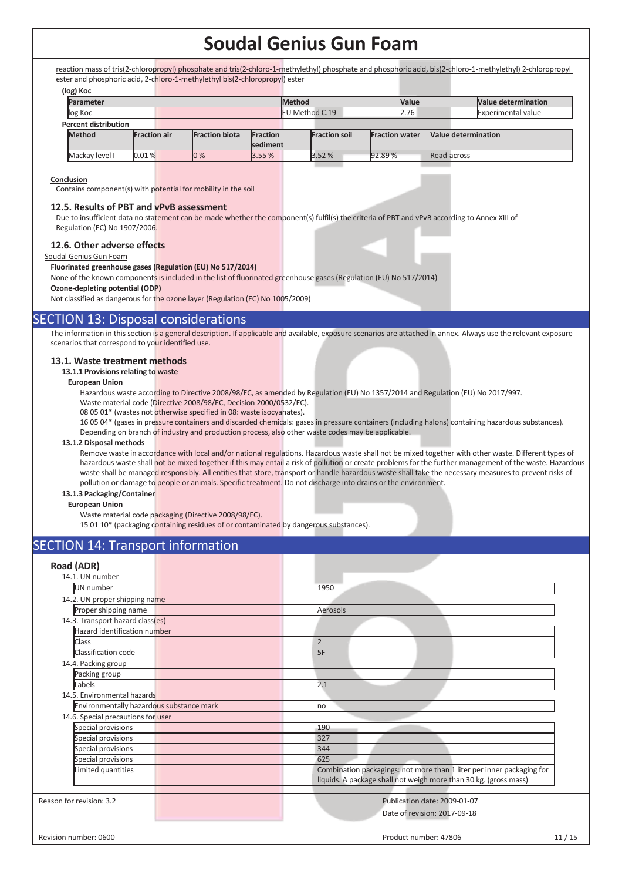reaction mass of tris(2-chloropropyl) phosphate and tris(2-chloro-1-methylethyl) phosphate and phosphoric acid, bis(2-chloro-1-methylethyl) 2-chloropropyl ester and phosphoric acid, 2-chloro-1-methylethyl bis(2-chloropropyl) ester

**(log) Koc**

| Parameter | Method | Value | Value determination |
|---|---|---|---|
| log Koc | EU Method C.19 | 2.76 | Experimental value |

**Percent distribution**

| Method | Fraction air | Fraction biota | Fraction sediment | Fraction soil | Fraction water | Value determination |
|---|---|---|---|---|---|---|
| Mackay level I | 0.01 % | 0 % | 3.55 % | 3.52 % | 92.89 % | Read-across |

**Conclusion**

Contains component(s) with potential for mobility in the soil

### 12.5. Results of PBT and vPvB assessment

Due to insufficient data no statement can be made whether the component(s) fulfil(s) the criteria of PBT and vPvB according to Annex XIII of Regulation (EC) No 1907/2006.

### 12.6. Other adverse effects

Soudal Genius Gun Foam

**Fluorinated greenhouse gases (Regulation (EU) No 517/2014)**

None of the known components is included in the list of fluorinated greenhouse gases (Regulation (EU) No 517/2014)

**Ozone-depleting potential (ODP)**

Not classified as dangerous for the ozone layer (Regulation (EC) No 1005/2009)

## SECTION 13: Disposal considerations

The information in this section is a general description. If applicable and available, exposure scenarios are attached in annex. Always use the relevant exposure scenarios that correspond to your identified use.

### 13.1. Waste treatment methods

**13.1.1 Provisions relating to waste**

**European Union**

Hazardous waste according to Directive 2008/98/EC, as amended by Regulation (EU) No 1357/2014 and Regulation (EU) No 2017/997.

Waste material code (Directive 2008/98/EC, Decision 2000/0532/EC).

08 05 01* (wastes not otherwise specified in 08: waste isocyanates).

16 05 04* (gases in pressure containers and discarded chemicals: gases in pressure containers (including halons) containing hazardous substances).

Depending on branch of industry and production process, also other waste codes may be applicable.

**13.1.2 Disposal methods**

Remove waste in accordance with local and/or national regulations. Hazardous waste shall not be mixed together with other waste. Different types of hazardous waste shall not be mixed together if this may entail a risk of pollution or create problems for the further management of the waste. Hazardous waste shall be managed responsibly. All entities that store, transport or handle hazardous waste shall take the necessary measures to prevent risks of pollution or damage to people or animals. Specific treatment. Do not discharge into drains or the environment.

**13.1.3 Packaging/Container**

**European Union**

Waste material code packaging (Directive 2008/98/EC).

15 01 10* (packaging containing residues of or contaminated by dangerous substances).

## SECTION 14: Transport information

### Road (ADR)

| | |
|---|---|
| **14.1. UN number** | |
| UN number | 1950 |
| **14.2. UN proper shipping name** | |
| Proper shipping name | Aerosols |
| **14.3. Transport hazard class(es)** | |
| Hazard identification number | |
| Class | 2 |
| Classification code | 5F |
| **14.4. Packing group** | |
| Packing group | |
| Labels | 2.1 |
| **14.5. Environmental hazards** | |
| Environmentally hazardous substance mark | no |
| **14.6. Special precautions for user** | |
| Special provisions | 190 |
| Special provisions | 327 |
| Special provisions | 344 |
| Special provisions | 625 |
| Limited quantities | Combination packagings: not more than 1 liter per inner packaging for liquids. A package shall not weigh more than 30 kg. (gross mass) |

Reason for revision: 3.2

Publication date: 2009-01-07

Date of revision: 2017-09-18

Revision number: 0600

Product number: 47806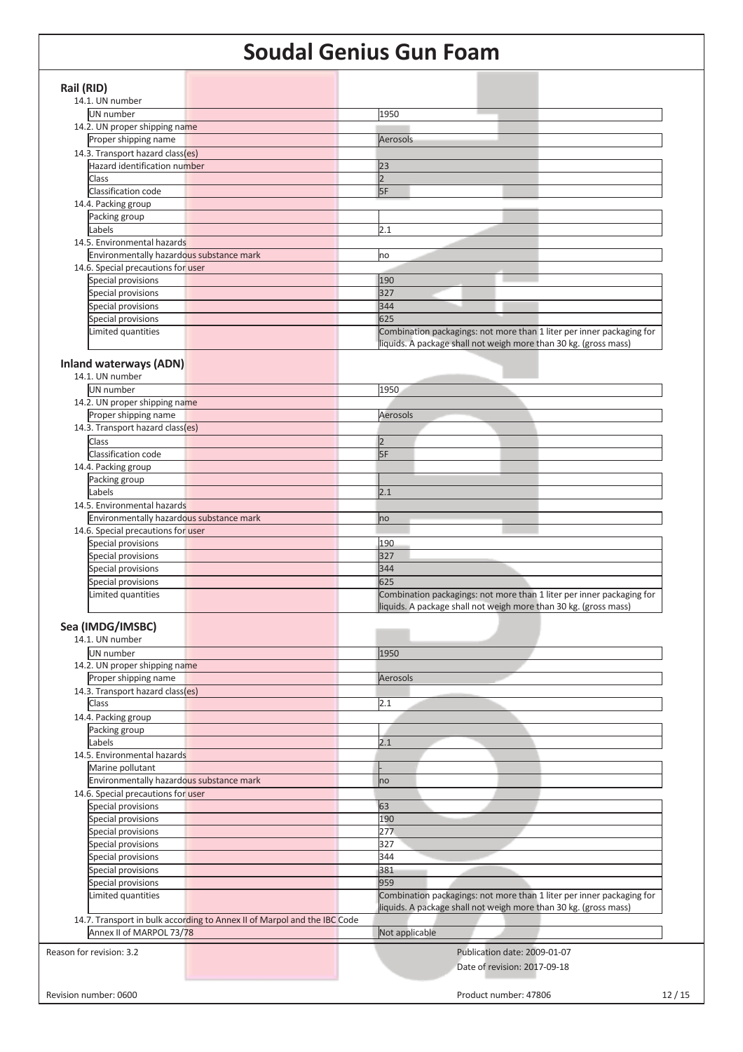### Rail (RID)

14.1. UN number

| | |
|---|---|
| UN number | 1950 |

14.2. UN proper shipping name

| | |
|---|---|
| Proper shipping name | Aerosols |

14.3. Transport hazard class(es)

| | |
|---|---|
| Hazard identification number | 23 |
| Class | 2 |
| Classification code | 5F |

14.4. Packing group

| | |
|---|---|
| Packing group | |
| Labels | 2.1 |

14.5. Environmental hazards

| | |
|---|---|
| Environmentally hazardous substance mark | no |

14.6. Special precautions for user

| | |
|---|---|
| Special provisions | 190 |
| Special provisions | 327 |
| Special provisions | 344 |
| Special provisions | 625 |
| Limited quantities | Combination packagings: not more than 1 liter per inner packaging for liquids. A package shall not weigh more than 30 kg. (gross mass) |

### Inland waterways (ADN)

14.1. UN number

| | |
|---|---|
| UN number | 1950 |

14.2. UN proper shipping name

| | |
|---|---|
| Proper shipping name | Aerosols |

14.3. Transport hazard class(es)

| | |
|---|---|
| Class | 2 |
| Classification code | 5F |

14.4. Packing group

| | |
|---|---|
| Packing group | |
| Labels | 2.1 |

14.5. Environmental hazards

| | |
|---|---|
| Environmentally hazardous substance mark | no |

14.6. Special precautions for user

| | |
|---|---|
| Special provisions | 190 |
| Special provisions | 327 |
| Special provisions | 344 |
| Special provisions | 625 |
| Limited quantities | Combination packagings: not more than 1 liter per inner packaging for liquids. A package shall not weigh more than 30 kg. (gross mass) |

### Sea (IMDG/IMSBC)

14.1. UN number

| | |
|---|---|
| UN number | 1950 |

14.2. UN proper shipping name

| | |
|---|---|
| Proper shipping name | Aerosols |

14.3. Transport hazard class(es)

| | |
|---|---|
| Class | 2.1 |

14.4. Packing group

| | |
|---|---|
| Packing group | |
| Labels | 2.1 |

14.5. Environmental hazards

| | |
|---|---|
| Marine pollutant | - |
| Environmentally hazardous substance mark | no |

14.6. Special precautions for user

| | |
|---|---|
| Special provisions | 63 |
| Special provisions | 190 |
| Special provisions | 277 |
| Special provisions | 327 |
| Special provisions | 344 |
| Special provisions | 381 |
| Special provisions | 959 |
| Limited quantities | Combination packagings: not more than 1 liter per inner packaging for liquids. A package shall not weigh more than 30 kg. (gross mass) |

14.7. Transport in bulk according to Annex II of Marpol and the IBC Code

| | |
|---|---|
| Annex II of MARPOL 73/78 | Not applicable |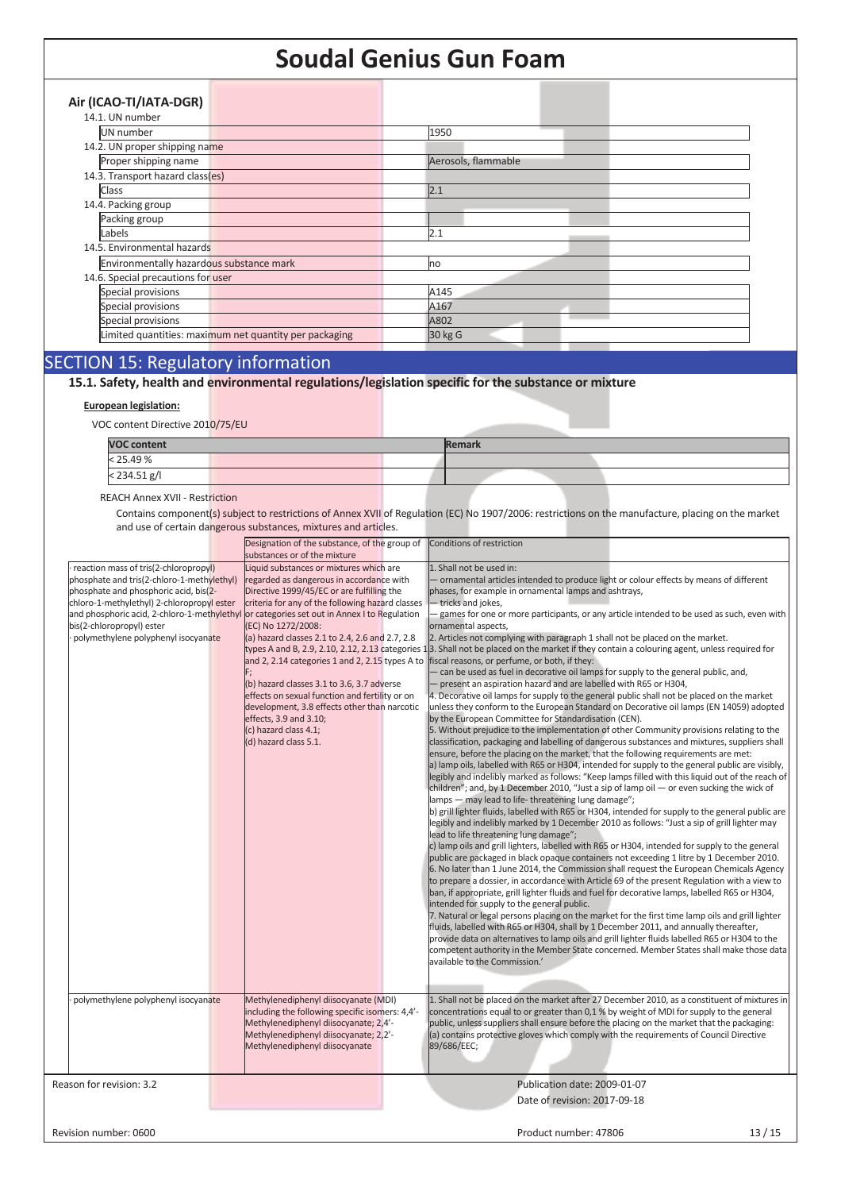**Air (ICAO-TI/IATA-DGR)**

| 14.1. UN number | |
|---|---|
| UN number | 1950 |
| **14.2. UN proper shipping name** | |
| Proper shipping name | Aerosols, flammable |
| **14.3. Transport hazard class(es)** | |
| Class | 2.1 |
| **14.4. Packing group** | |
| Packing group | |
| Labels | 2.1 |
| **14.5. Environmental hazards** | |
| Environmentally hazardous substance mark | no |
| **14.6. Special precautions for user** | |
| Special provisions | A145 |
| Special provisions | A167 |
| Special provisions | A802 |
| Limited quantities: maximum net quantity per packaging | 30 kg G |

## SECTION 15: Regulatory information

### 15.1. Safety, health and environmental regulations/legislation specific for the substance or mixture

**European legislation:**

VOC content Directive 2010/75/EU

| VOC content | Remark |
|---|---|
| < 25.49 % | |
| < 234.51 g/l | |

REACH Annex XVII - Restriction

Contains component(s) subject to restrictions of Annex XVII of Regulation (EC) No 1907/2006: restrictions on the manufacture, placing on the market and use of certain dangerous substances, mixtures and articles.

| | Designation of the substance, of the group of substances or of the mixture | Conditions of restriction |
|---|---|---|
| · reaction mass of tris(2-chloropropyl) phosphate and tris(2-chloro-1-methylethyl) phosphate and phosphoric acid, bis(2-chloro-1-methylethyl) 2-chloropropyl ester and phosphoric acid, 2-chloro-1-methylethyl bis(2-chloropropyl) ester<br>· polymethylene polyphenyl isocyanate | Liquid substances or mixtures which are regarded as dangerous in accordance with Directive 1999/45/EC or are fulfilling the criteria for any of the following hazard classes or categories set out in Annex I to Regulation (EC) No 1272/2008:<br>(a) hazard classes 2.1 to 2.4, 2.6 and 2.7, 2.8 types A and B, 2.9, 2.10, 2.12, 2.13 categories 1 and 2, 2.14 categories 1 and 2, 2.15 types A to F;<br>(b) hazard classes 3.1 to 3.6, 3.7 adverse effects on sexual function and fertility or on development, 3.8 effects other than narcotic effects, 3.9 and 3.10;<br>(c) hazard class 4.1;<br>(d) hazard class 5.1. | 1. Shall not be used in:<br>— ornamental articles intended to produce light or colour effects by means of different phases, for example in ornamental lamps and ashtrays,<br>— tricks and jokes,<br>— games for one or more participants, or any article intended to be used as such, even with ornamental aspects,<br>2. Articles not complying with paragraph 1 shall not be placed on the market.<br>3. Shall not be placed on the market if they contain a colouring agent, unless required for fiscal reasons, or perfume, or both, if they:<br>— can be used as fuel in decorative oil lamps for supply to the general public, and,<br>— present an aspiration hazard and are labelled with R65 or H304,<br>4. Decorative oil lamps for supply to the general public shall not be placed on the market unless they conform to the European Standard on Decorative oil lamps (EN 14059) adopted by the European Committee for Standardisation (CEN).<br>5. Without prejudice to the implementation of other Community provisions relating to the classification, packaging and labelling of dangerous substances and mixtures, suppliers shall ensure, before the placing on the market, that the following requirements are met:<br>a) lamp oils, labelled with R65 or H304, intended for supply to the general public are visibly, legibly and indelibly marked as follows: "Keep lamps filled with this liquid out of the reach of children"; and, by 1 December 2010, "Just a sip of lamp oil — or even sucking the wick of lamps — may lead to life- threatening lung damage";<br>b) grill lighter fluids, labelled with R65 or H304, intended for supply to the general public are legibly and indelibly marked by 1 December 2010 as follows: "Just a sip of grill lighter may lead to life threatening lung damage";<br>c) lamp oils and grill lighters, labelled with R65 or H304, intended for supply to the general public are packaged in black opaque containers not exceeding 1 litre by 1 December 2010.<br>6. No later than 1 June 2014, the Commission shall request the European Chemicals Agency to prepare a dossier, in accordance with Article 69 of the present Regulation with a view to ban, if appropriate, grill lighter fluids and fuel for decorative lamps, labelled R65 or H304, intended for supply to the general public.<br>7. Natural or legal persons placing on the market for the first time lamp oils and grill lighter fluids, labelled with R65 or H304, shall by 1 December 2011, and annually thereafter, provide data on alternatives to lamp oils and grill lighter fluids labelled R65 or H304 to the competent authority in the Member State concerned. Member States shall make those data available to the Commission.' |
| · polymethylene polyphenyl isocyanate | Methylenediphenyl diisocyanate (MDI) including the following specific isomers: 4,4'-Methylenediphenyl diisocyanate; 2,4'-Methylenediphenyl diisocyanate; 2,2'-Methylenediphenyl diisocyanate | 1. Shall not be placed on the market after 27 December 2010, as a constituent of mixtures in concentrations equal to or greater than 0,1 % by weight of MDI for supply to the general public, unless suppliers shall ensure before the placing on the market that the packaging:<br>(a) contains protective gloves which comply with the requirements of Council Directive 89/686/EEC; |

Reason for revision: 3.2

Publication date: 2009-01-07

Date of revision: 2017-09-18

Revision number: 0600

Product number: 47806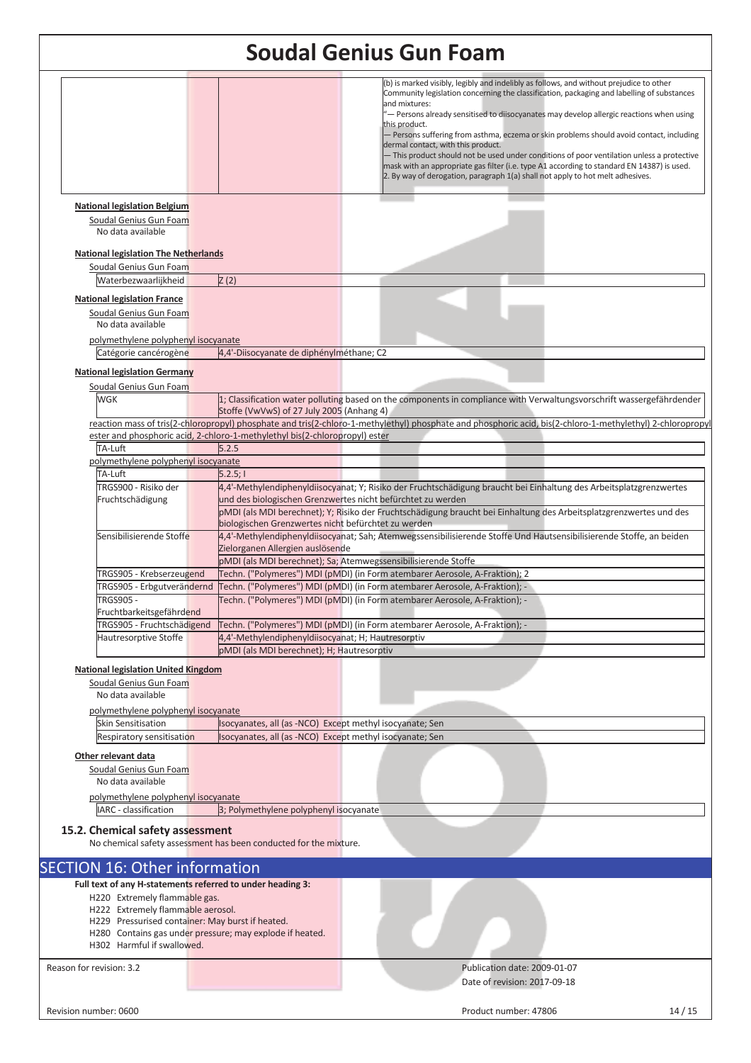| | | (b) is marked visibly, legibly and indelibly as follows, and without prejudice to other Community legislation concerning the classification, packaging and labelling of substances and mixtures:<br>"— Persons already sensitised to diisocyanates may develop allergic reactions when using this product.<br>— Persons suffering from asthma, eczema or skin problems should avoid contact, including dermal contact, with this product.<br>— This product should not be used under conditions of poor ventilation unless a protective mask with an appropriate gas filter (i.e. type A1 according to standard EN 14387) is used.<br>2. By way of derogation, paragraph 1(a) shall not apply to hot melt adhesives. |
|---|---|---|

**National legislation Belgium**

Soudal Genius Gun Foam

No data available

**National legislation The Netherlands**

Soudal Genius Gun Foam

| Waterbezwaarlijkheid | Z (2) |
|---|---|

**National legislation France**

Soudal Genius Gun Foam

No data available

polymethylene polyphenyl isocyanate

| Catégorie cancérogène | 4,4'-Diisocyanate de diphénylméthane; C2 |
|---|---|

**National legislation Germany**

Soudal Genius Gun Foam

| WGK | 1; Classification water polluting based on the components in compliance with Verwaltungsvorschrift wassergefährdender Stoffe (VwVwS) of 27 July 2005 (Anhang 4) |
|---|---|

reaction mass of tris(2-chloropropyl) phosphate and tris(2-chloro-1-methylethyl) phosphate and phosphoric acid, bis(2-chloro-1-methylethyl) 2-chloropropyl ester and phosphoric acid, 2-chloro-1-methylethyl bis(2-chloropropyl) ester

| TA-Luft | 5.2.5 |
|---|---|

polymethylene polyphenyl isocyanate

| TA-Luft | 5.2.5; I |
|---|---|
| TRGS900 - Risiko der Fruchtschädigung | 4,4'-Methylendiphenyldiisocyanat; Y; Risiko der Fruchtschädigung braucht bei Einhaltung des Arbeitsplatzgrenzwertes und des biologischen Grenzwertes nicht befürchtet zu werden |
| | pMDI (als MDI berechnet); Y; Risiko der Fruchtschädigung braucht bei Einhaltung des Arbeitsplatzgrenzwertes und des biologischen Grenzwertes nicht befürchtet zu werden |
| Sensibilisierende Stoffe | 4,4'-Methylendiphenyldiisocyanat; Sah; Atemwegssensibilisierende Stoffe Und Hautsensibilisierende Stoffe, an beiden Zielorganen Allergien auslösende |
| | pMDI (als MDI berechnet); Sa; Atemwegssensibilisierende Stoffe |
| TRGS905 - Krebserzeugend | Techn. ("Polymeres") MDI (pMDI) (in Form atembarer Aerosole, A-Fraktion); 2 |
| TRGS905 - Erbgutverändernd | Techn. ("Polymeres") MDI (pMDI) (in Form atembarer Aerosole, A-Fraktion); - |
| TRGS905 - Fruchtbarkeitsgefährdend | Techn. ("Polymeres") MDI (pMDI) (in Form atembarer Aerosole, A-Fraktion); - |
| TRGS905 - Fruchtschädigend | Techn. ("Polymeres") MDI (pMDI) (in Form atembarer Aerosole, A-Fraktion); - |
| Hautresorptive Stoffe | 4,4'-Methylendiphenyldiisocyanat; H; Hautresorptiv |
| | pMDI (als MDI berechnet); H; Hautresorptiv |

**National legislation United Kingdom**

Soudal Genius Gun Foam

No data available

polymethylene polyphenyl isocyanate

| Skin Sensitisation | Isocyanates, all (as -NCO) Except methyl isocyanate; Sen |
|---|---|
| Respiratory sensitisation | Isocyanates, all (as -NCO) Except methyl isocyanate; Sen |

**Other relevant data**

Soudal Genius Gun Foam

No data available

polymethylene polyphenyl isocyanate

| IARC - classification | 3; Polymethylene polyphenyl isocyanate |
|---|---|

### 15.2. Chemical safety assessment

No chemical safety assessment has been conducted for the mixture.

## SECTION 16: Other information

**Full text of any H-statements referred to under heading 3:**

H220 Extremely flammable gas.
H222 Extremely flammable aerosol.
H229 Pressurised container: May burst if heated.
H280 Contains gas under pressure; may explode if heated.
H302 Harmful if swallowed.

Reason for revision: 3.2

Publication date: 2009-01-07
Date of revision: 2017-09-18

Revision number: 0600

Product number: 47806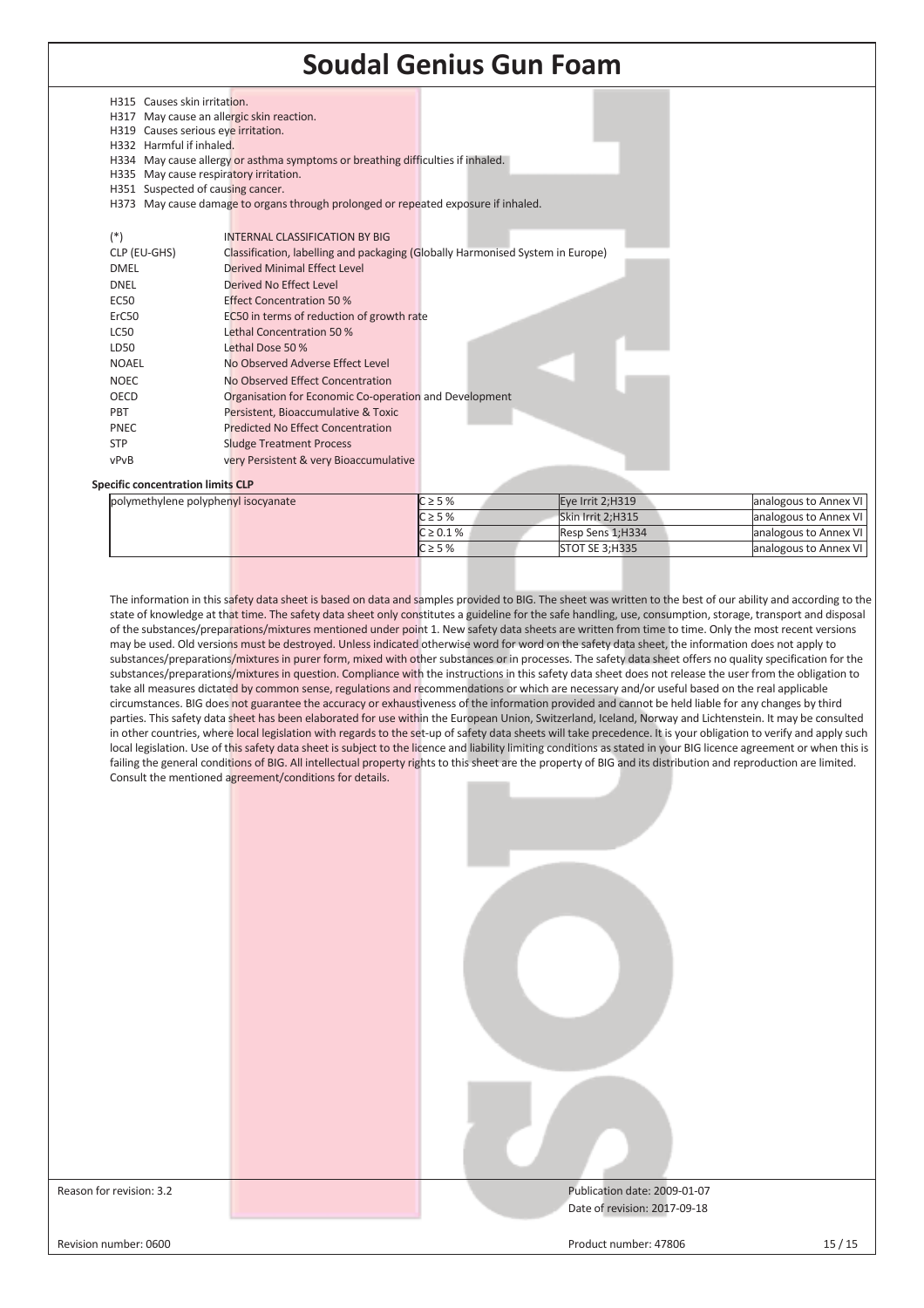H315 Causes skin irritation.
H317 May cause an allergic skin reaction.
H319 Causes serious eye irritation.
H332 Harmful if inhaled.
H334 May cause allergy or asthma symptoms or breathing difficulties if inhaled.
H335 May cause respiratory irritation.
H351 Suspected of causing cancer.
H373 May cause damage to organs through prolonged or repeated exposure if inhaled.

| | |
|---|---|
| (*) | INTERNAL CLASSIFICATION BY BIG |
| CLP (EU-GHS) | Classification, labelling and packaging (Globally Harmonised System in Europe) |
| DMEL | Derived Minimal Effect Level |
| DNEL | Derived No Effect Level |
| EC50 | Effect Concentration 50 % |
| ErC50 | EC50 in terms of reduction of growth rate |
| LC50 | Lethal Concentration 50 % |
| LD50 | Lethal Dose 50 % |
| NOAEL | No Observed Adverse Effect Level |
| NOEC | No Observed Effect Concentration |
| OECD | Organisation for Economic Co-operation and Development |
| PBT | Persistent, Bioaccumulative & Toxic |
| PNEC | Predicted No Effect Concentration |
| STP | Sludge Treatment Process |
| vPvB | very Persistent & very Bioaccumulative |

**Specific concentration limits CLP**

| | | | |
|---|---|---|---|
| polymethylene polyphenyl isocyanate | C ≥ 5 % | Eye Irrit 2;H319 | analogous to Annex VI |
| | C ≥ 5 % | Skin Irrit 2;H315 | analogous to Annex VI |
| | C ≥ 0.1 % | Resp Sens 1;H334 | analogous to Annex VI |
| | C ≥ 5 % | STOT SE 3;H335 | analogous to Annex VI |

The information in this safety data sheet is based on data and samples provided to BIG. The sheet was written to the best of our ability and according to the state of knowledge at that time. The safety data sheet only constitutes a guideline for the safe handling, use, consumption, storage, transport and disposal of the substances/preparations/mixtures mentioned under point 1. New safety data sheets are written from time to time. Only the most recent versions may be used. Old versions must be destroyed. Unless indicated otherwise word for word on the safety data sheet, the information does not apply to substances/preparations/mixtures in purer form, mixed with other substances or in processes. The safety data sheet offers no quality specification for the substances/preparations/mixtures in question. Compliance with the instructions in this safety data sheet does not release the user from the obligation to take all measures dictated by common sense, regulations and recommendations or which are necessary and/or useful based on the real applicable circumstances. BIG does not guarantee the accuracy or exhaustiveness of the information provided and cannot be held liable for any changes by third parties. This safety data sheet has been elaborated for use within the European Union, Switzerland, Iceland, Norway and Lichtenstein. It may be consulted in other countries, where local legislation with regards to the set-up of safety data sheets will take precedence. It is your obligation to verify and apply such local legislation. Use of this safety data sheet is subject to the licence and liability limiting conditions as stated in your BIG licence agreement or when this is failing the general conditions of BIG. All intellectual property rights to this sheet are the property of BIG and its distribution and reproduction are limited. Consult the mentioned agreement/conditions for details.